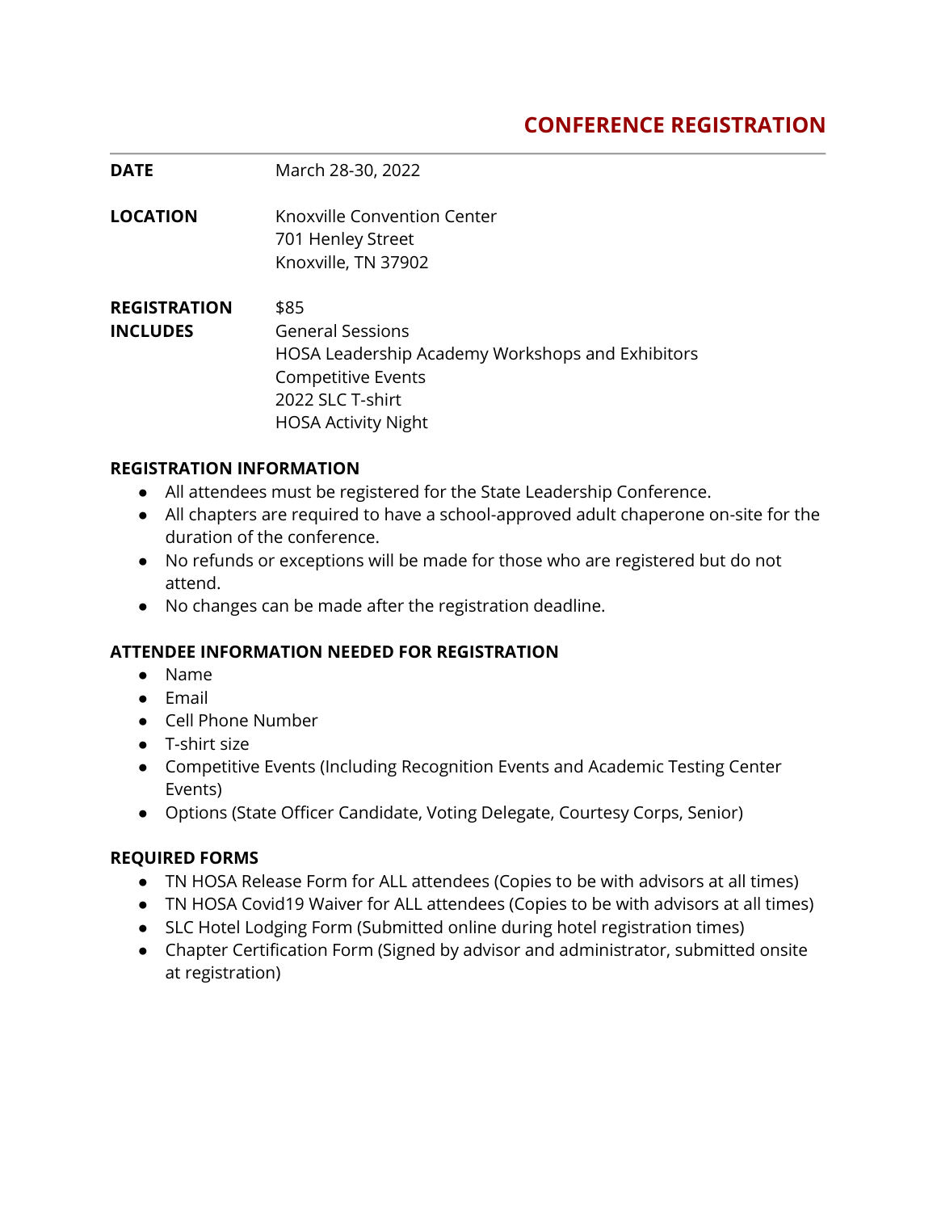# CONFERENCE REGISTRATION

| | |
|---|---|
| **DATE** | March 28-30, 2022 |
| **LOCATION** | Knoxville Convention Center<br>701 Henley Street<br>Knoxville, TN 37902 |
| **REGISTRATION INCLUDES** | $85<br>General Sessions<br>HOSA Leadership Academy Workshops and Exhibitors<br>Competitive Events<br>2022 SLC T-shirt<br>HOSA Activity Night |

## REGISTRATION INFORMATION

- All attendees must be registered for the State Leadership Conference.
- All chapters are required to have a school-approved adult chaperone on-site for the duration of the conference.
- No refunds or exceptions will be made for those who are registered but do not attend.
- No changes can be made after the registration deadline.

## ATTENDEE INFORMATION NEEDED FOR REGISTRATION

- Name
- Email
- Cell Phone Number
- T-shirt size
- Competitive Events (Including Recognition Events and Academic Testing Center Events)
- Options (State Officer Candidate, Voting Delegate, Courtesy Corps, Senior)

## REQUIRED FORMS

- TN HOSA Release Form for ALL attendees (Copies to be with advisors at all times)
- TN HOSA Covid19 Waiver for ALL attendees (Copies to be with advisors at all times)
- SLC Hotel Lodging Form (Submitted online during hotel registration times)
- Chapter Certification Form (Signed by advisor and administrator, submitted onsite at registration)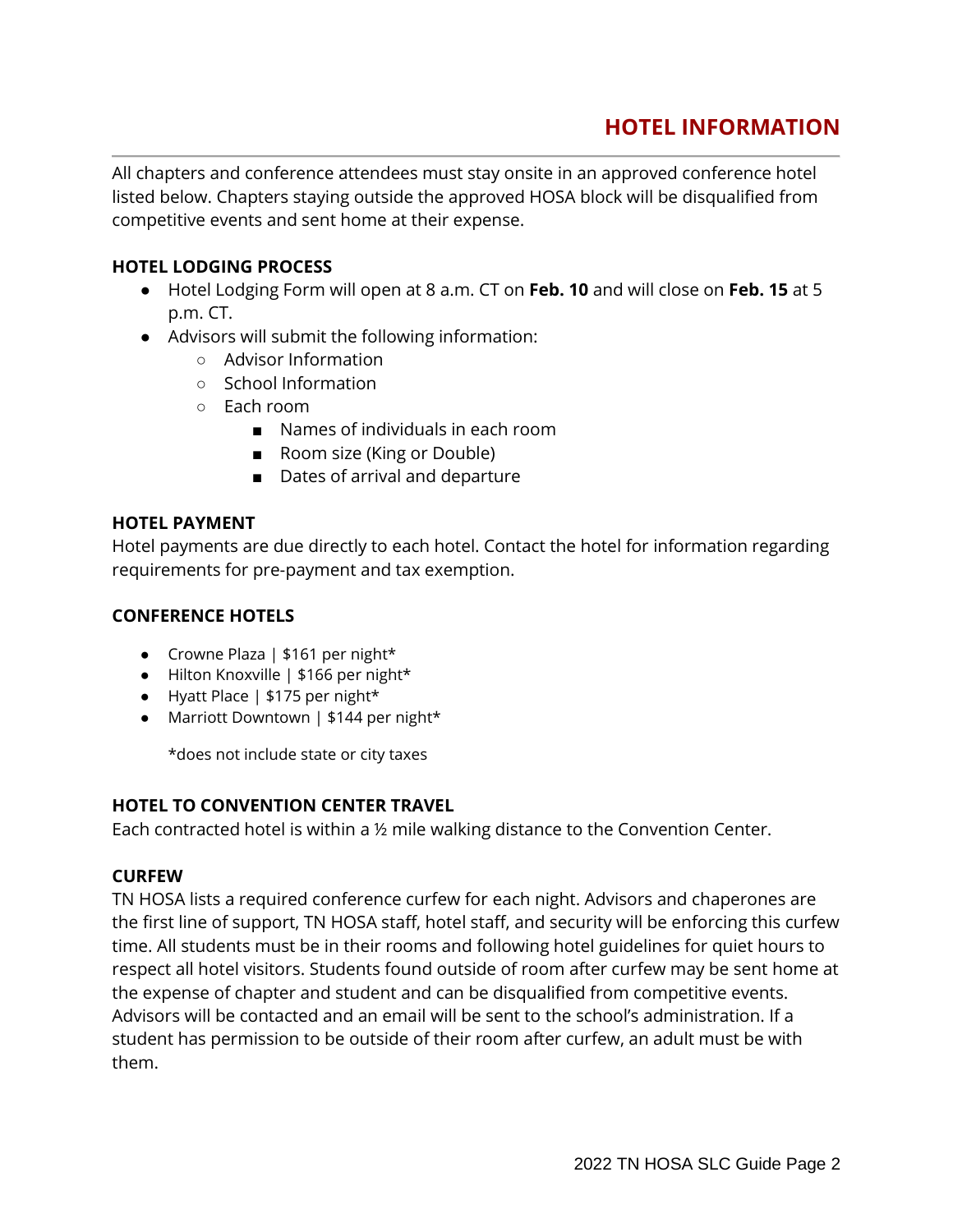# HOTEL INFORMATION

All chapters and conference attendees must stay onsite in an approved conference hotel listed below. Chapters staying outside the approved HOSA block will be disqualified from competitive events and sent home at their expense.

### HOTEL LODGING PROCESS

- Hotel Lodging Form will open at 8 a.m. CT on **Feb. 10** and will close on **Feb. 15** at 5 p.m. CT.
- Advisors will submit the following information:
  - Advisor Information
  - School Information
  - Each room
    - Names of individuals in each room
    - Room size (King or Double)
    - Dates of arrival and departure

### HOTEL PAYMENT

Hotel payments are due directly to each hotel. Contact the hotel for information regarding requirements for pre-payment and tax exemption.

### CONFERENCE HOTELS

- Crowne Plaza | $161 per night*
- Hilton Knoxville | $166 per night*
- Hyatt Place | $175 per night*
- Marriott Downtown | $144 per night*

*does not include state or city taxes

### HOTEL TO CONVENTION CENTER TRAVEL

Each contracted hotel is within a ½ mile walking distance to the Convention Center.

### CURFEW

TN HOSA lists a required conference curfew for each night. Advisors and chaperones are the first line of support, TN HOSA staff, hotel staff, and security will be enforcing this curfew time. All students must be in their rooms and following hotel guidelines for quiet hours to respect all hotel visitors. Students found outside of room after curfew may be sent home at the expense of chapter and student and can be disqualified from competitive events. Advisors will be contacted and an email will be sent to the school's administration. If a student has permission to be outside of their room after curfew, an adult must be with them.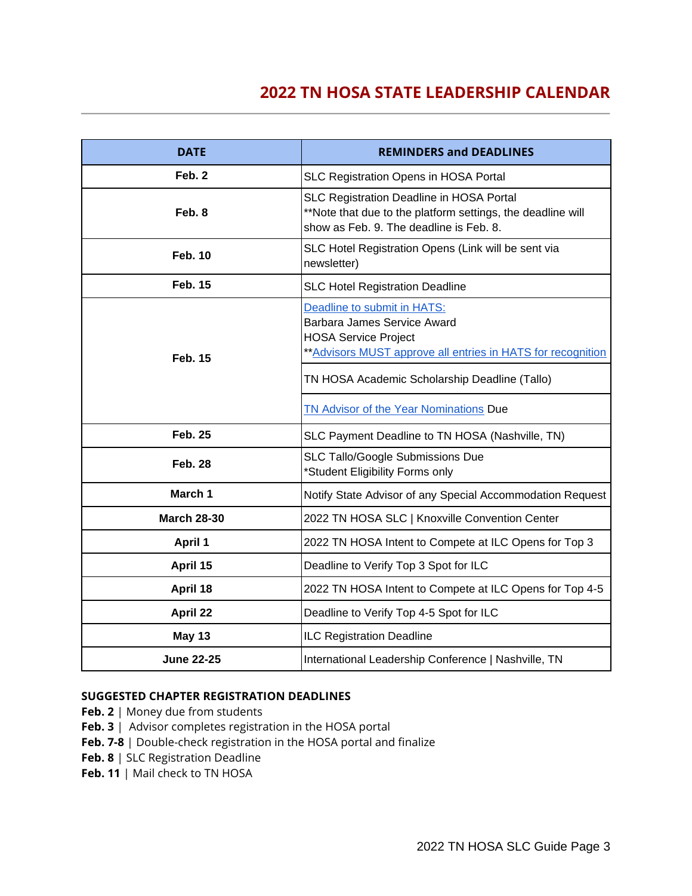# 2022 TN HOSA STATE LEADERSHIP CALENDAR

| DATE | REMINDERS and DEADLINES |
| --- | --- |
| **Feb. 2** | SLC Registration Opens in HOSA Portal |
| **Feb. 8** | SLC Registration Deadline in HOSA Portal<br>**Note that due to the platform settings, the deadline will show as Feb. 9. The deadline is Feb. 8. |
| **Feb. 10** | SLC Hotel Registration Opens (Link will be sent via newsletter) |
| **Feb. 15** | SLC Hotel Registration Deadline |
| **Feb. 15** | Deadline to submit in HATS:<br>Barbara James Service Award<br>HOSA Service Project<br>**Advisors MUST approve all entries in HATS for recognition |
| | TN HOSA Academic Scholarship Deadline (Tallo) |
| | TN Advisor of the Year Nominations Due |
| **Feb. 25** | SLC Payment Deadline to TN HOSA (Nashville, TN) |
| **Feb. 28** | SLC Tallo/Google Submissions Due<br>*Student Eligibility Forms only |
| **March 1** | Notify State Advisor of any Special Accommodation Request |
| **March 28-30** | 2022 TN HOSA SLC \| Knoxville Convention Center |
| **April 1** | 2022 TN HOSA Intent to Compete at ILC Opens for Top 3 |
| **April 15** | Deadline to Verify Top 3 Spot for ILC |
| **April 18** | 2022 TN HOSA Intent to Compete at ILC Opens for Top 4-5 |
| **April 22** | Deadline to Verify Top 4-5 Spot for ILC |
| **May 13** | ILC Registration Deadline |
| **June 22-25** | International Leadership Conference \| Nashville, TN |

**SUGGESTED CHAPTER REGISTRATION DEADLINES**

**Feb. 2** | Money due from students
**Feb. 3** | Advisor completes registration in the HOSA portal
**Feb. 7-8** | Double-check registration in the HOSA portal and finalize
**Feb. 8** | SLC Registration Deadline
**Feb. 11** | Mail check to TN HOSA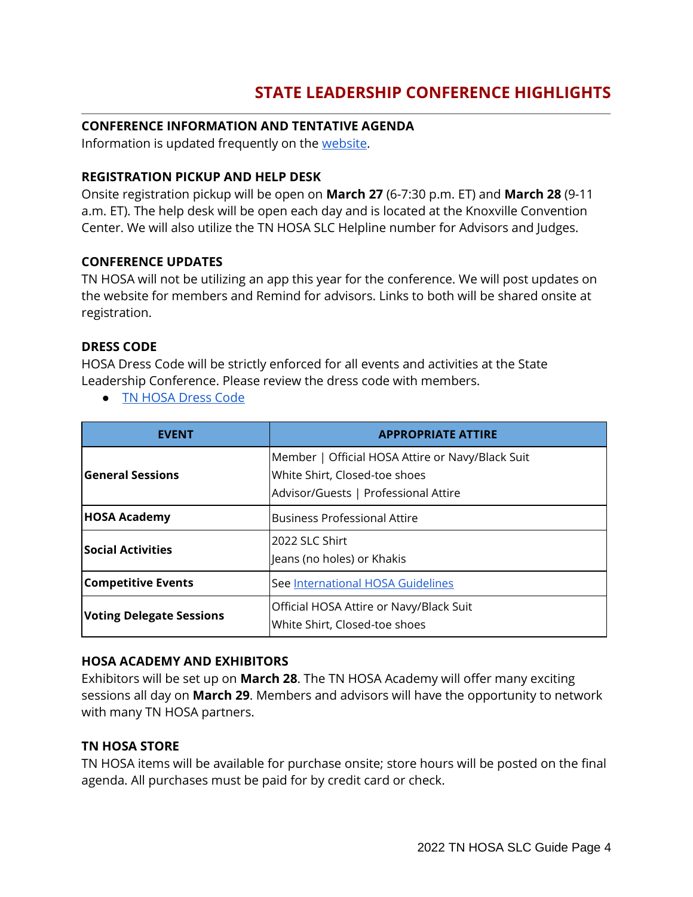# STATE LEADERSHIP CONFERENCE HIGHLIGHTS

### CONFERENCE INFORMATION AND TENTATIVE AGENDA

Information is updated frequently on the website.

### REGISTRATION PICKUP AND HELP DESK

Onsite registration pickup will be open on **March 27** (6-7:30 p.m. ET) and **March 28** (9-11 a.m. ET). The help desk will be open each day and is located at the Knoxville Convention Center. We will also utilize the TN HOSA SLC Helpline number for Advisors and Judges.

### CONFERENCE UPDATES

TN HOSA will not be utilizing an app this year for the conference. We will post updates on the website for members and Remind for advisors. Links to both will be shared onsite at registration.

### DRESS CODE

HOSA Dress Code will be strictly enforced for all events and activities at the State Leadership Conference. Please review the dress code with members.

- TN HOSA Dress Code

| EVENT | APPROPRIATE ATTIRE |
|---|---|
| **General Sessions** | Member \| Official HOSA Attire or Navy/Black Suit<br>White Shirt, Closed-toe shoes<br>Advisor/Guests \| Professional Attire |
| **HOSA Academy** | Business Professional Attire |
| **Social Activities** | 2022 SLC Shirt<br>Jeans (no holes) or Khakis |
| **Competitive Events** | See International HOSA Guidelines |
| **Voting Delegate Sessions** | Official HOSA Attire or Navy/Black Suit<br>White Shirt, Closed-toe shoes |

### HOSA ACADEMY AND EXHIBITORS

Exhibitors will be set up on **March 28**. The TN HOSA Academy will offer many exciting sessions all day on **March 29**. Members and advisors will have the opportunity to network with many TN HOSA partners.

### TN HOSA STORE

TN HOSA items will be available for purchase onsite; store hours will be posted on the final agenda. All purchases must be paid for by credit card or check.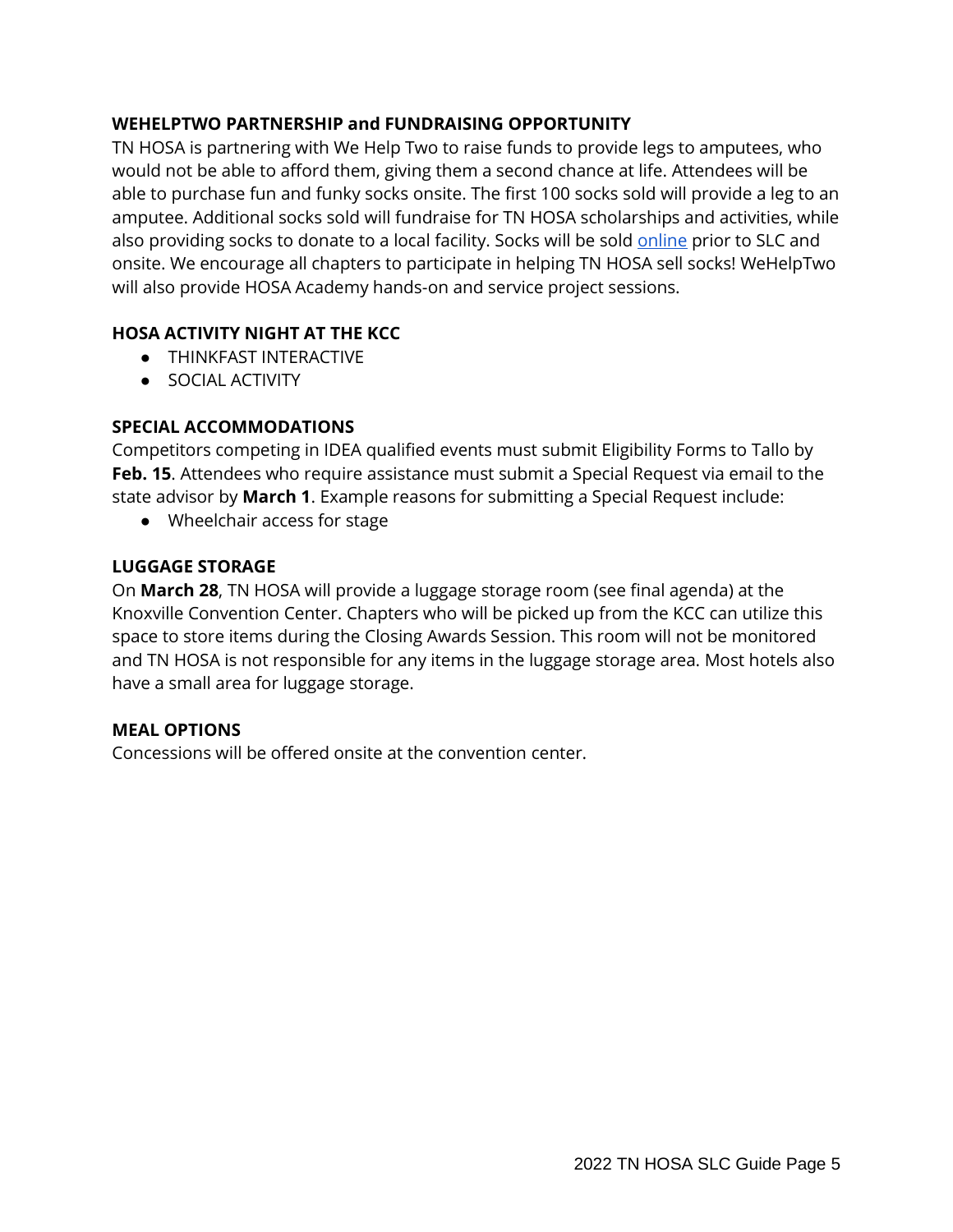### WEHELPTWO PARTNERSHIP and FUNDRAISING OPPORTUNITY

TN HOSA is partnering with We Help Two to raise funds to provide legs to amputees, who would not be able to afford them, giving them a second chance at life. Attendees will be able to purchase fun and funky socks onsite. The first 100 socks sold will provide a leg to an amputee. Additional socks sold will fundraise for TN HOSA scholarships and activities, while also providing socks to donate to a local facility. Socks will be sold online prior to SLC and onsite. We encourage all chapters to participate in helping TN HOSA sell socks! WeHelpTwo will also provide HOSA Academy hands-on and service project sessions.

### HOSA ACTIVITY NIGHT AT THE KCC

- THINKFAST INTERACTIVE
- SOCIAL ACTIVITY

### SPECIAL ACCOMMODATIONS

Competitors competing in IDEA qualified events must submit Eligibility Forms to Tallo by **Feb. 15**. Attendees who require assistance must submit a Special Request via email to the state advisor by **March 1**. Example reasons for submitting a Special Request include:

- Wheelchair access for stage

### LUGGAGE STORAGE

On **March 28**, TN HOSA will provide a luggage storage room (see final agenda) at the Knoxville Convention Center. Chapters who will be picked up from the KCC can utilize this space to store items during the Closing Awards Session. This room will not be monitored and TN HOSA is not responsible for any items in the luggage storage area. Most hotels also have a small area for luggage storage.

### MEAL OPTIONS

Concessions will be offered onsite at the convention center.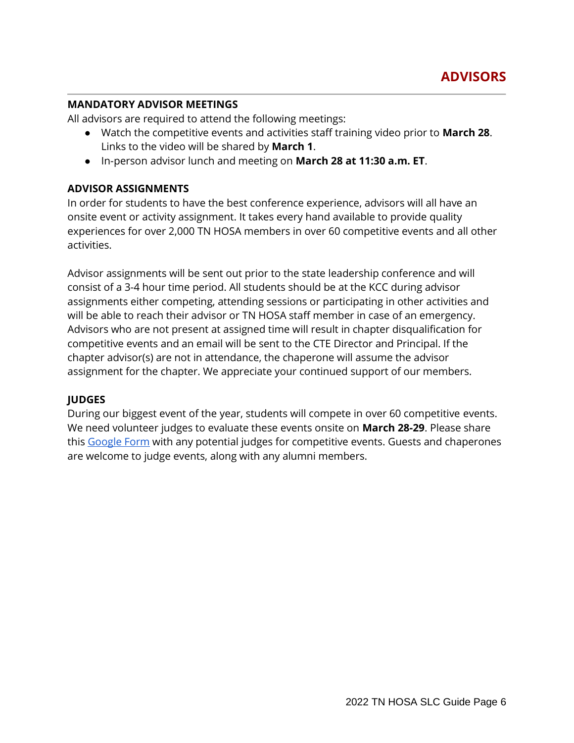# ADVISORS

## MANDATORY ADVISOR MEETINGS

All advisors are required to attend the following meetings:

- Watch the competitive events and activities staff training video prior to **March 28**. Links to the video will be shared by **March 1**.
- In-person advisor lunch and meeting on **March 28 at 11:30 a.m. ET**.

## ADVISOR ASSIGNMENTS

In order for students to have the best conference experience, advisors will all have an onsite event or activity assignment. It takes every hand available to provide quality experiences for over 2,000 TN HOSA members in over 60 competitive events and all other activities.

Advisor assignments will be sent out prior to the state leadership conference and will consist of a 3-4 hour time period. All students should be at the KCC during advisor assignments either competing, attending sessions or participating in other activities and will be able to reach their advisor or TN HOSA staff member in case of an emergency. Advisors who are not present at assigned time will result in chapter disqualification for competitive events and an email will be sent to the CTE Director and Principal. If the chapter advisor(s) are not in attendance, the chaperone will assume the advisor assignment for the chapter. We appreciate your continued support of our members.

## JUDGES

During our biggest event of the year, students will compete in over 60 competitive events. We need volunteer judges to evaluate these events onsite on **March 28-29**. Please share this Google Form with any potential judges for competitive events. Guests and chaperones are welcome to judge events, along with any alumni members.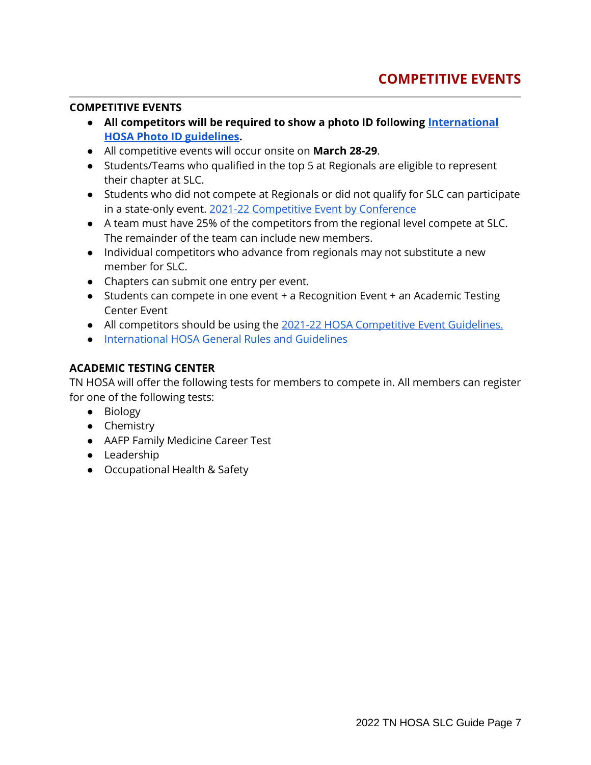## COMPETITIVE EVENTS

### COMPETITIVE EVENTS

- **All competitors will be required to show a photo ID following International HOSA Photo ID guidelines.**
- All competitive events will occur onsite on **March 28-29**.
- Students/Teams who qualified in the top 5 at Regionals are eligible to represent their chapter at SLC.
- Students who did not compete at Regionals or did not qualify for SLC can participate in a state-only event. 2021-22 Competitive Event by Conference
- A team must have 25% of the competitors from the regional level compete at SLC. The remainder of the team can include new members.
- Individual competitors who advance from regionals may not substitute a new member for SLC.
- Chapters can submit one entry per event.
- Students can compete in one event + a Recognition Event + an Academic Testing Center Event
- All competitors should be using the 2021-22 HOSA Competitive Event Guidelines.
- International HOSA General Rules and Guidelines

### ACADEMIC TESTING CENTER

TN HOSA will offer the following tests for members to compete in. All members can register for one of the following tests:

- Biology
- Chemistry
- AAFP Family Medicine Career Test
- Leadership
- Occupational Health & Safety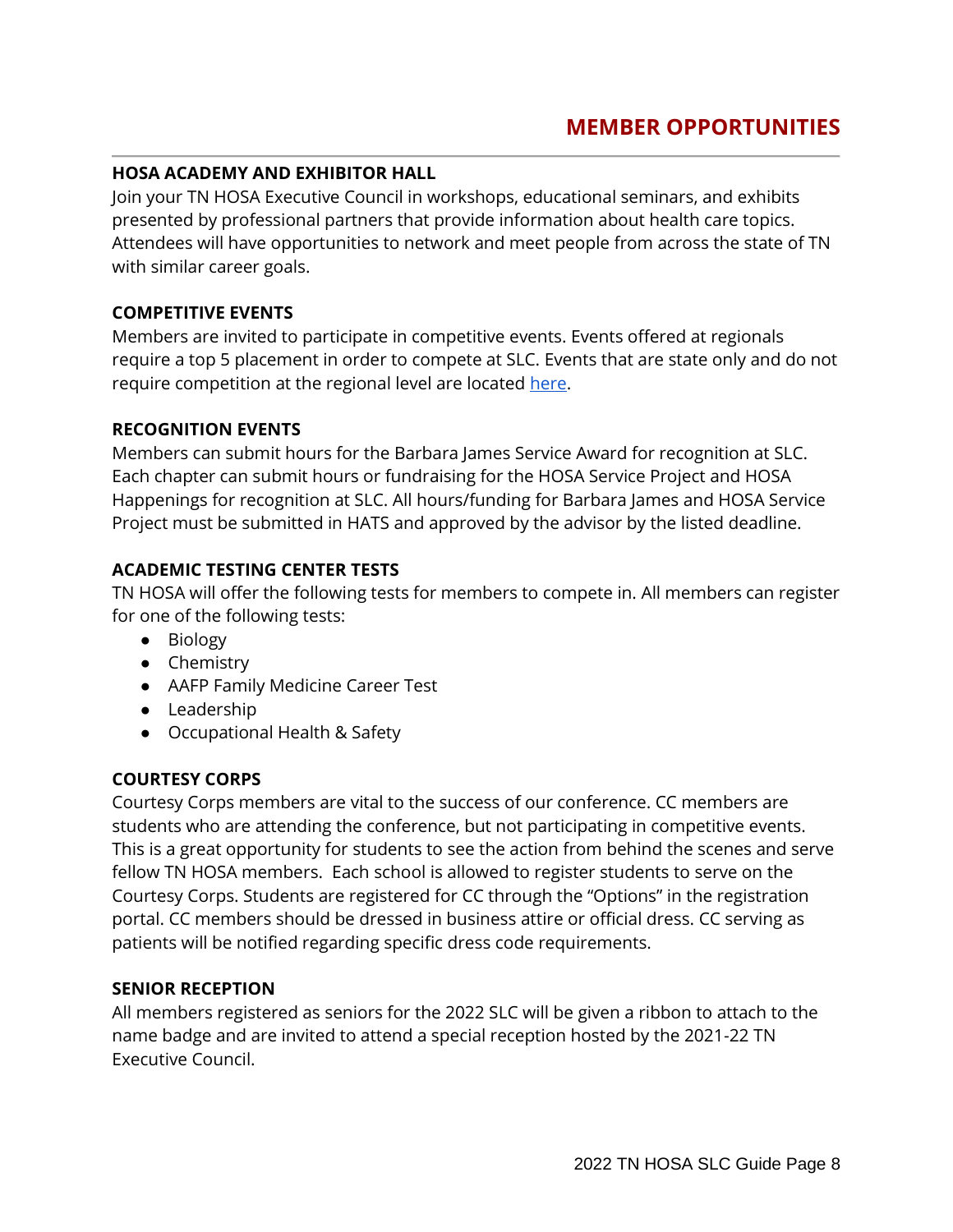# MEMBER OPPORTUNITIES

### HOSA ACADEMY AND EXHIBITOR HALL

Join your TN HOSA Executive Council in workshops, educational seminars, and exhibits presented by professional partners that provide information about health care topics. Attendees will have opportunities to network and meet people from across the state of TN with similar career goals.

### COMPETITIVE EVENTS

Members are invited to participate in competitive events. Events offered at regionals require a top 5 placement in order to compete at SLC. Events that are state only and do not require competition at the regional level are located here.

### RECOGNITION EVENTS

Members can submit hours for the Barbara James Service Award for recognition at SLC. Each chapter can submit hours or fundraising for the HOSA Service Project and HOSA Happenings for recognition at SLC. All hours/funding for Barbara James and HOSA Service Project must be submitted in HATS and approved by the advisor by the listed deadline.

### ACADEMIC TESTING CENTER TESTS

TN HOSA will offer the following tests for members to compete in. All members can register for one of the following tests:

- Biology
- Chemistry
- AAFP Family Medicine Career Test
- Leadership
- Occupational Health & Safety

### COURTESY CORPS

Courtesy Corps members are vital to the success of our conference. CC members are students who are attending the conference, but not participating in competitive events. This is a great opportunity for students to see the action from behind the scenes and serve fellow TN HOSA members. Each school is allowed to register students to serve on the Courtesy Corps. Students are registered for CC through the "Options" in the registration portal. CC members should be dressed in business attire or official dress. CC serving as patients will be notified regarding specific dress code requirements.

### SENIOR RECEPTION

All members registered as seniors for the 2022 SLC will be given a ribbon to attach to the name badge and are invited to attend a special reception hosted by the 2021-22 TN Executive Council.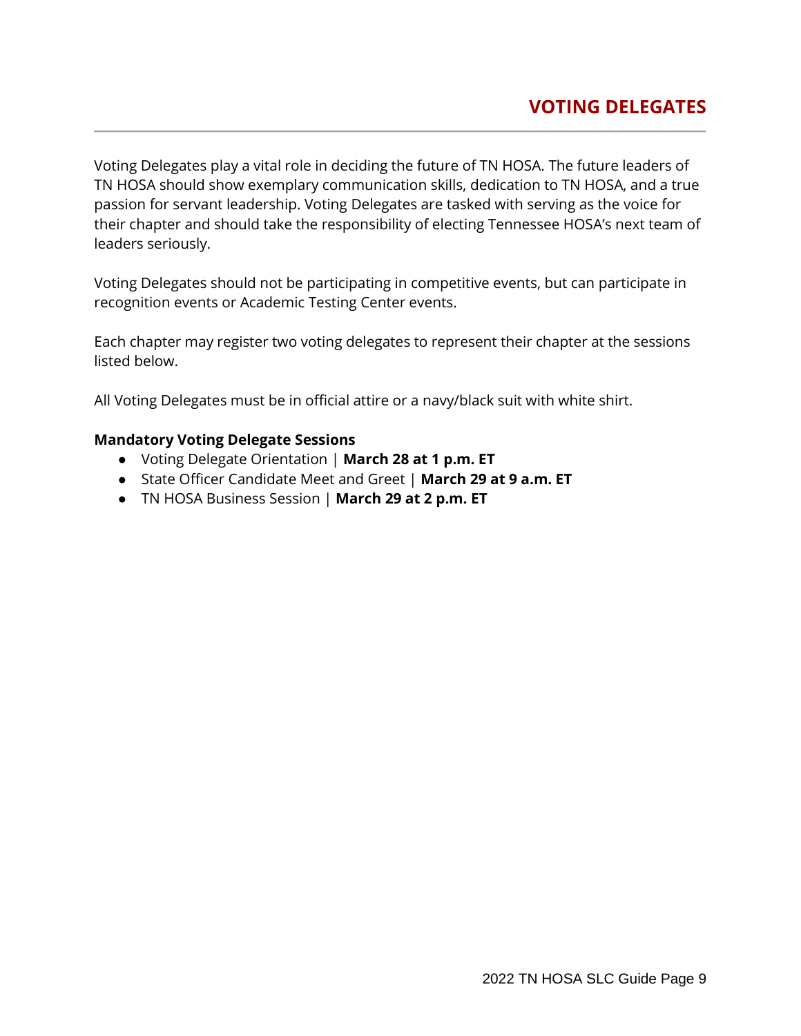## VOTING DELEGATES

Voting Delegates play a vital role in deciding the future of TN HOSA. The future leaders of TN HOSA should show exemplary communication skills, dedication to TN HOSA, and a true passion for servant leadership. Voting Delegates are tasked with serving as the voice for their chapter and should take the responsibility of electing Tennessee HOSA's next team of leaders seriously.

Voting Delegates should not be participating in competitive events, but can participate in recognition events or Academic Testing Center events.

Each chapter may register two voting delegates to represent their chapter at the sessions listed below.

All Voting Delegates must be in official attire or a navy/black suit with white shirt.

**Mandatory Voting Delegate Sessions**

- Voting Delegate Orientation | **March 28 at 1 p.m. ET**
- State Officer Candidate Meet and Greet | **March 29 at 9 a.m. ET**
- TN HOSA Business Session | **March 29 at 2 p.m. ET**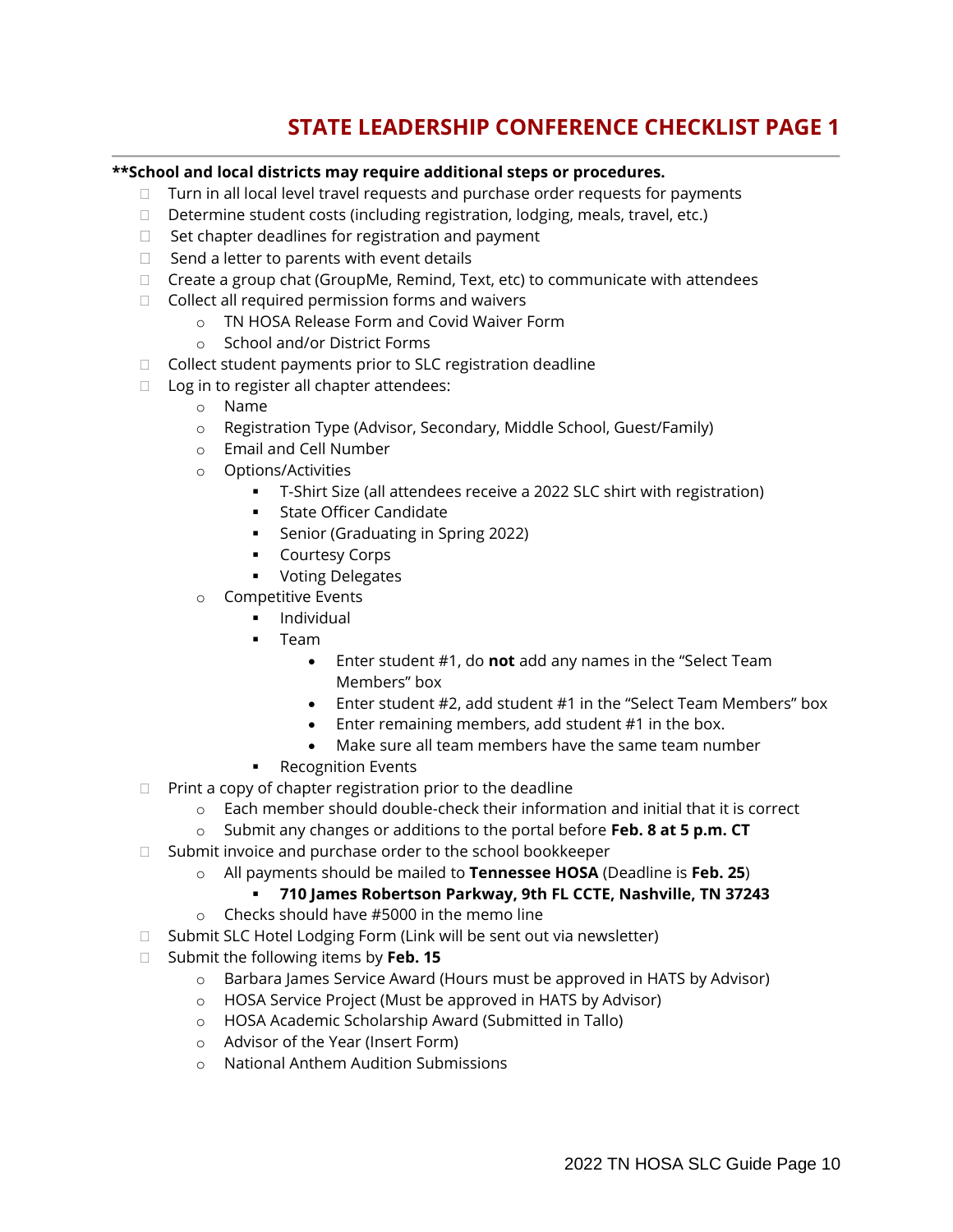## STATE LEADERSHIP CONFERENCE CHECKLIST PAGE 1

**\*\*School and local districts may require additional steps or procedures.**

- ☐ Turn in all local level travel requests and purchase order requests for payments
- ☐ Determine student costs (including registration, lodging, meals, travel, etc.)
- ☐ Set chapter deadlines for registration and payment
- ☐ Send a letter to parents with event details
- ☐ Create a group chat (GroupMe, Remind, Text, etc) to communicate with attendees
- ☐ Collect all required permission forms and waivers
  - TN HOSA Release Form and Covid Waiver Form
  - School and/or District Forms
- ☐ Collect student payments prior to SLC registration deadline
- ☐ Log in to register all chapter attendees:
  - Name
  - Registration Type (Advisor, Secondary, Middle School, Guest/Family)
  - Email and Cell Number
  - Options/Activities
    - T-Shirt Size (all attendees receive a 2022 SLC shirt with registration)
    - State Officer Candidate
    - Senior (Graduating in Spring 2022)
    - Courtesy Corps
    - Voting Delegates
  - Competitive Events
    - Individual
    - Team
      - Enter student #1, do **not** add any names in the "Select Team Members" box
      - Enter student #2, add student #1 in the "Select Team Members" box
      - Enter remaining members, add student #1 in the box.
      - Make sure all team members have the same team number
    - Recognition Events
- ☐ Print a copy of chapter registration prior to the deadline
  - Each member should double-check their information and initial that it is correct
  - Submit any changes or additions to the portal before **Feb. 8 at 5 p.m. CT**
- ☐ Submit invoice and purchase order to the school bookkeeper
  - All payments should be mailed to **Tennessee HOSA** (Deadline is **Feb. 25**)
    - **710 James Robertson Parkway, 9th FL CCTE, Nashville, TN 37243**
  - Checks should have #5000 in the memo line
- ☐ Submit SLC Hotel Lodging Form (Link will be sent out via newsletter)
- ☐ Submit the following items by **Feb. 15**
  - Barbara James Service Award (Hours must be approved in HATS by Advisor)
  - HOSA Service Project (Must be approved in HATS by Advisor)
  - HOSA Academic Scholarship Award (Submitted in Tallo)
  - Advisor of the Year (Insert Form)
  - National Anthem Audition Submissions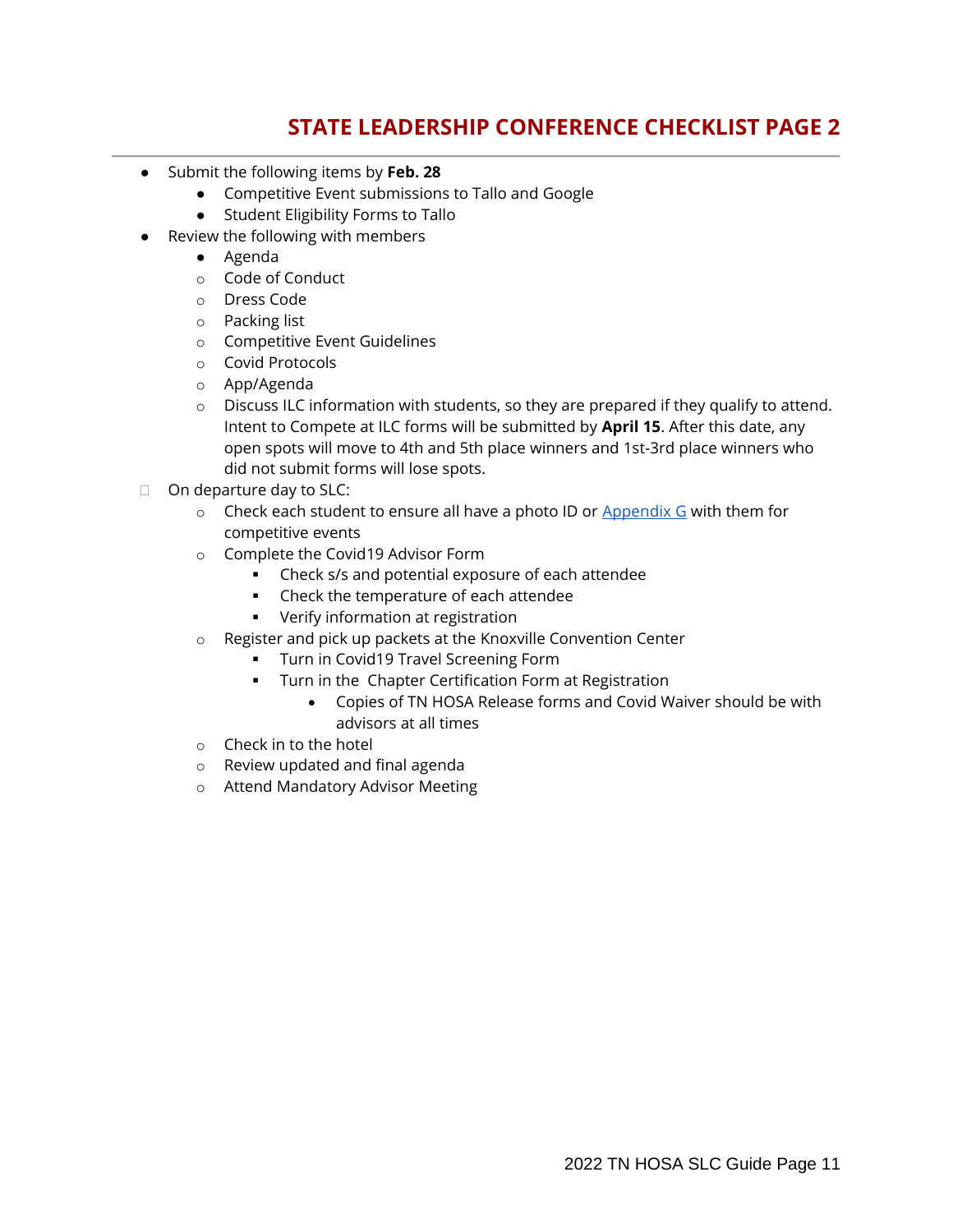## STATE LEADERSHIP CONFERENCE CHECKLIST PAGE 2

- Submit the following items by **Feb. 28**
    - Competitive Event submissions to Tallo and Google
    - Student Eligibility Forms to Tallo
- Review the following with members
    - Agenda
    - Code of Conduct
    - Dress Code
    - Packing list
    - Competitive Event Guidelines
    - Covid Protocols
    - App/Agenda
    - Discuss ILC information with students, so they are prepared if they qualify to attend. Intent to Compete at ILC forms will be submitted by **April 15**. After this date, any open spots will move to 4th and 5th place winners and 1st-3rd place winners who did not submit forms will lose spots.
- On departure day to SLC:
    - Check each student to ensure all have a photo ID or Appendix G with them for competitive events
    - Complete the Covid19 Advisor Form
        - Check s/s and potential exposure of each attendee
        - Check the temperature of each attendee
        - Verify information at registration
    - Register and pick up packets at the Knoxville Convention Center
        - Turn in Covid19 Travel Screening Form
        - Turn in the Chapter Certification Form at Registration
            - Copies of TN HOSA Release forms and Covid Waiver should be with advisors at all times
    - Check in to the hotel
    - Review updated and final agenda
    - Attend Mandatory Advisor Meeting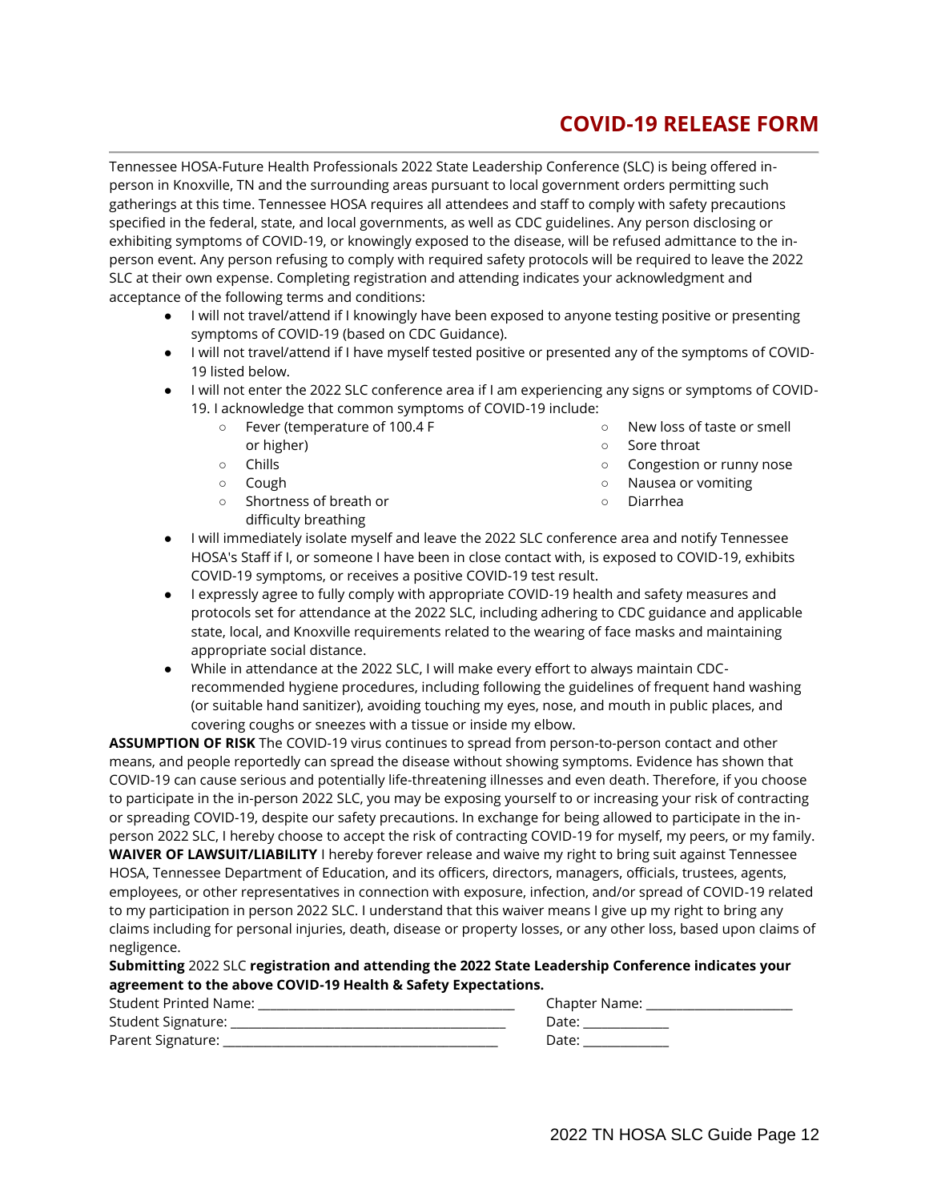# COVID-19 RELEASE FORM

Tennessee HOSA-Future Health Professionals 2022 State Leadership Conference (SLC) is being offered in-person in Knoxville, TN and the surrounding areas pursuant to local government orders permitting such gatherings at this time. Tennessee HOSA requires all attendees and staff to comply with safety precautions specified in the federal, state, and local governments, as well as CDC guidelines. Any person disclosing or exhibiting symptoms of COVID-19, or knowingly exposed to the disease, will be refused admittance to the in-person event. Any person refusing to comply with required safety protocols will be required to leave the 2022 SLC at their own expense. Completing registration and attending indicates your acknowledgment and acceptance of the following terms and conditions:

- I will not travel/attend if I knowingly have been exposed to anyone testing positive or presenting symptoms of COVID-19 (based on CDC Guidance).
- I will not travel/attend if I have myself tested positive or presented any of the symptoms of COVID-19 listed below.
- I will not enter the 2022 SLC conference area if I am experiencing any signs or symptoms of COVID-19. I acknowledge that common symptoms of COVID-19 include:
  - Fever (temperature of 100.4 F or higher)
  - Chills
  - Cough
  - Shortness of breath or difficulty breathing
  - New loss of taste or smell
  - Sore throat
  - Congestion or runny nose
  - Nausea or vomiting
  - Diarrhea
- I will immediately isolate myself and leave the 2022 SLC conference area and notify Tennessee HOSA's Staff if I, or someone I have been in close contact with, is exposed to COVID-19, exhibits COVID-19 symptoms, or receives a positive COVID-19 test result.
- I expressly agree to fully comply with appropriate COVID-19 health and safety measures and protocols set for attendance at the 2022 SLC, including adhering to CDC guidance and applicable state, local, and Knoxville requirements related to the wearing of face masks and maintaining appropriate social distance.
- While in attendance at the 2022 SLC, I will make every effort to always maintain CDC-recommended hygiene procedures, including following the guidelines of frequent hand washing (or suitable hand sanitizer), avoiding touching my eyes, nose, and mouth in public places, and covering coughs or sneezes with a tissue or inside my elbow.

**ASSUMPTION OF RISK** The COVID-19 virus continues to spread from person-to-person contact and other means, and people reportedly can spread the disease without showing symptoms. Evidence has shown that COVID-19 can cause serious and potentially life-threatening illnesses and even death. Therefore, if you choose to participate in the in-person 2022 SLC, you may be exposing yourself to or increasing your risk of contracting or spreading COVID-19, despite our safety precautions. In exchange for being allowed to participate in the in-person 2022 SLC, I hereby choose to accept the risk of contracting COVID-19 for myself, my peers, or my family.

**WAIVER OF LAWSUIT/LIABILITY** I hereby forever release and waive my right to bring suit against Tennessee HOSA, Tennessee Department of Education, and its officers, directors, managers, officials, trustees, agents, employees, or other representatives in connection with exposure, infection, and/or spread of COVID-19 related to my participation in person 2022 SLC. I understand that this waiver means I give up my right to bring any claims including for personal injuries, death, disease or property losses, or any other loss, based upon claims of negligence.

**Submitting** 2022 SLC **registration and attending the 2022 State Leadership Conference indicates your agreement to the above COVID-19 Health & Safety Expectations.**

Student Printed Name: ______________________________ Chapter Name: ____________________

Student Signature: ________________________________ Date: ___________

Parent Signature: _________________________________ Date: ___________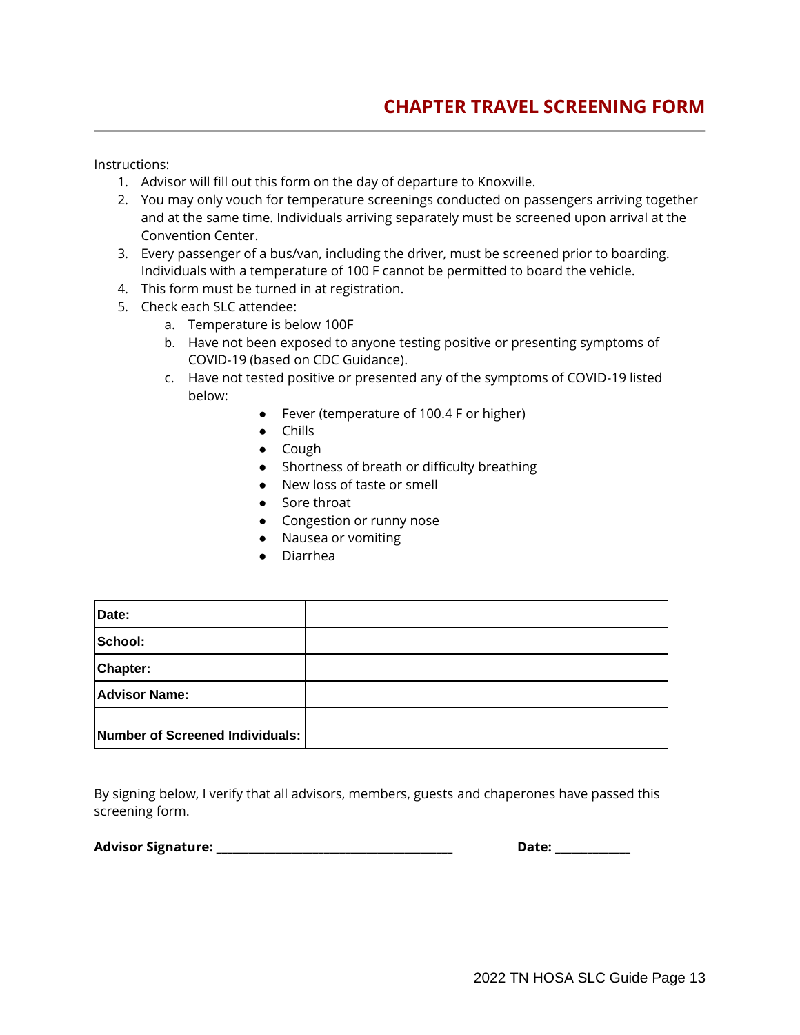# CHAPTER TRAVEL SCREENING FORM

Instructions:

1. Advisor will fill out this form on the day of departure to Knoxville.
2. You may only vouch for temperature screenings conducted on passengers arriving together and at the same time. Individuals arriving separately must be screened upon arrival at the Convention Center.
3. Every passenger of a bus/van, including the driver, must be screened prior to boarding. Individuals with a temperature of 100 F cannot be permitted to board the vehicle.
4. This form must be turned in at registration.
5. Check each SLC attendee:
   a. Temperature is below 100F
   b. Have not been exposed to anyone testing positive or presenting symptoms of COVID-19 (based on CDC Guidance).
   c. Have not tested positive or presented any of the symptoms of COVID-19 listed below:
      - Fever (temperature of 100.4 F or higher)
      - Chills
      - Cough
      - Shortness of breath or difficulty breathing
      - New loss of taste or smell
      - Sore throat
      - Congestion or runny nose
      - Nausea or vomiting
      - Diarrhea

| | |
|---|---|
| **Date:** | |
| **School:** | |
| **Chapter:** | |
| **Advisor Name:** | |
| **Number of Screened Individuals:** | |

By signing below, I verify that all advisors, members, guests and chaperones have passed this screening form.

**Advisor Signature:** ___________________________________ **Date:** ___________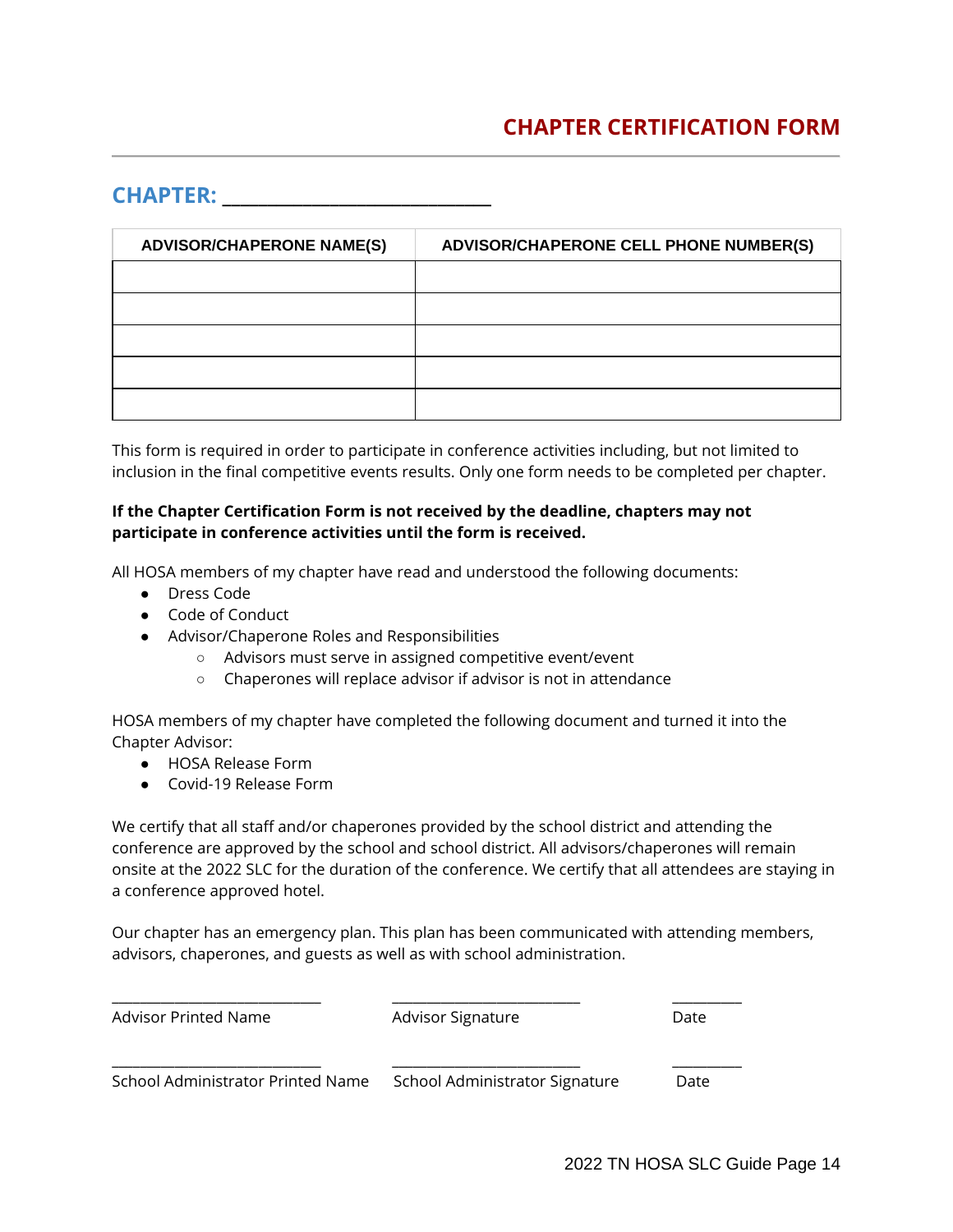# CHAPTER CERTIFICATION FORM

## CHAPTER: ___________________________

| ADVISOR/CHAPERONE NAME(S) | ADVISOR/CHAPERONE CELL PHONE NUMBER(S) |
|---|---|
| | |
| | |
| | |
| | |
| | |

This form is required in order to participate in conference activities including, but not limited to inclusion in the final competitive events results. Only one form needs to be completed per chapter.

**If the Chapter Certification Form is not received by the deadline, chapters may not participate in conference activities until the form is received.**

All HOSA members of my chapter have read and understood the following documents:

- Dress Code
- Code of Conduct
- Advisor/Chaperone Roles and Responsibilities
  - Advisors must serve in assigned competitive event/event
  - Chaperones will replace advisor if advisor is not in attendance

HOSA members of my chapter have completed the following document and turned it into the Chapter Advisor:

- HOSA Release Form
- Covid-19 Release Form

We certify that all staff and/or chaperones provided by the school district and attending the conference are approved by the school and school district. All advisors/chaperones will remain onsite at the 2022 SLC for the duration of the conference. We certify that all attendees are staying in a conference approved hotel.

Our chapter has an emergency plan. This plan has been communicated with attending members, advisors, chaperones, and guests as well as with school administration.

___________________________ ___________________________ __________

Advisor Printed Name / Advisor Signature / Date

___________________________ ___________________________ __________

School Administrator Printed Name / School Administrator Signature / Date